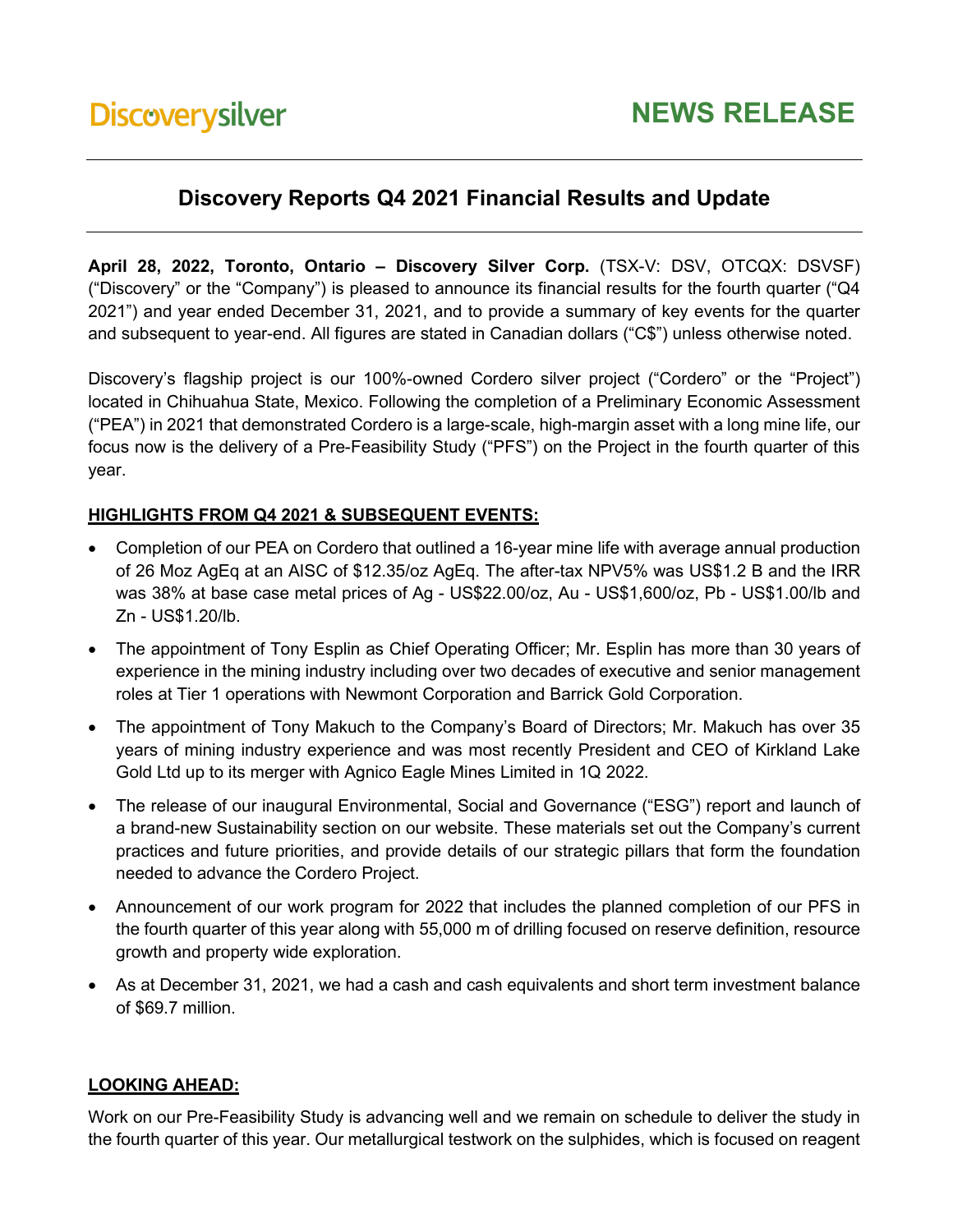Discoverysilver

**NEWS RELEASE**

# Discovery Reports Q4 2021 Financial Results and Update

**April 28, 2022, Toronto, Ontario – Discovery Silver Corp.** (TSX-V: DSV, OTCQX: DSVSF) ("Discovery" or the "Company") is pleased to announce its financial results for the fourth quarter ("Q4 2021") and year ended December 31, 2021, and to provide a summary of key events for the quarter and subsequent to year-end. All figures are stated in Canadian dollars ("C$") unless otherwise noted.

Discovery's flagship project is our 100%-owned Cordero silver project ("Cordero" or the "Project") located in Chihuahua State, Mexico. Following the completion of a Preliminary Economic Assessment ("PEA") in 2021 that demonstrated Cordero is a large-scale, high-margin asset with a long mine life, our focus now is the delivery of a Pre-Feasibility Study ("PFS") on the Project in the fourth quarter of this year.

## HIGHLIGHTS FROM Q4 2021 & SUBSEQUENT EVENTS:

- Completion of our PEA on Cordero that outlined a 16-year mine life with average annual production of 26 Moz AgEq at an AISC of $12.35/oz AgEq. The after-tax NPV5% was US$1.2 B and the IRR was 38% at base case metal prices of Ag - US$22.00/oz, Au - US$1,600/oz, Pb - US$1.00/lb and Zn - US$1.20/lb.
- The appointment of Tony Esplin as Chief Operating Officer; Mr. Esplin has more than 30 years of experience in the mining industry including over two decades of executive and senior management roles at Tier 1 operations with Newmont Corporation and Barrick Gold Corporation.
- The appointment of Tony Makuch to the Company's Board of Directors; Mr. Makuch has over 35 years of mining industry experience and was most recently President and CEO of Kirkland Lake Gold Ltd up to its merger with Agnico Eagle Mines Limited in 1Q 2022.
- The release of our inaugural Environmental, Social and Governance ("ESG") report and launch of a brand-new Sustainability section on our website. These materials set out the Company's current practices and future priorities, and provide details of our strategic pillars that form the foundation needed to advance the Cordero Project.
- Announcement of our work program for 2022 that includes the planned completion of our PFS in the fourth quarter of this year along with 55,000 m of drilling focused on reserve definition, resource growth and property wide exploration.
- As at December 31, 2021, we had a cash and cash equivalents and short term investment balance of $69.7 million.

## LOOKING AHEAD:

Work on our Pre-Feasibility Study is advancing well and we remain on schedule to deliver the study in the fourth quarter of this year. Our metallurgical testwork on the sulphides, which is focused on reagent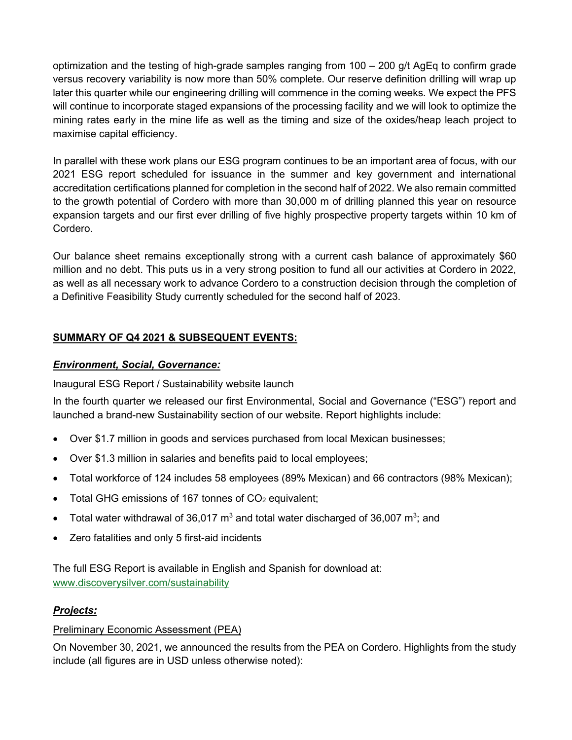optimization and the testing of high-grade samples ranging from 100 – 200 g/t AgEq to confirm grade versus recovery variability is now more than 50% complete. Our reserve definition drilling will wrap up later this quarter while our engineering drilling will commence in the coming weeks. We expect the PFS will continue to incorporate staged expansions of the processing facility and we will look to optimize the mining rates early in the mine life as well as the timing and size of the oxides/heap leach project to maximise capital efficiency.

In parallel with these work plans our ESG program continues to be an important area of focus, with our 2021 ESG report scheduled for issuance in the summer and key government and international accreditation certifications planned for completion in the second half of 2022. We also remain committed to the growth potential of Cordero with more than 30,000 m of drilling planned this year on resource expansion targets and our first ever drilling of five highly prospective property targets within 10 km of Cordero.

Our balance sheet remains exceptionally strong with a current cash balance of approximately $60 million and no debt. This puts us in a very strong position to fund all our activities at Cordero in 2022, as well as all necessary work to advance Cordero to a construction decision through the completion of a Definitive Feasibility Study currently scheduled for the second half of 2023.

## SUMMARY OF Q4 2021 & SUBSEQUENT EVENTS:

### *Environment, Social, Governance:*

Inaugural ESG Report / Sustainability website launch

In the fourth quarter we released our first Environmental, Social and Governance ("ESG") report and launched a brand-new Sustainability section of our website. Report highlights include:

- Over $1.7 million in goods and services purchased from local Mexican businesses;
- Over $1.3 million in salaries and benefits paid to local employees;
- Total workforce of 124 includes 58 employees (89% Mexican) and 66 contractors (98% Mexican);
- Total GHG emissions of 167 tonnes of $CO_2$ equivalent;
- Total water withdrawal of 36,017 $m^3$ and total water discharged of 36,007 $m^3$; and
- Zero fatalities and only 5 first-aid incidents

The full ESG Report is available in English and Spanish for download at: www.discoverysilver.com/sustainability

### *Projects:*

Preliminary Economic Assessment (PEA)

On November 30, 2021, we announced the results from the PEA on Cordero. Highlights from the study include (all figures are in USD unless otherwise noted):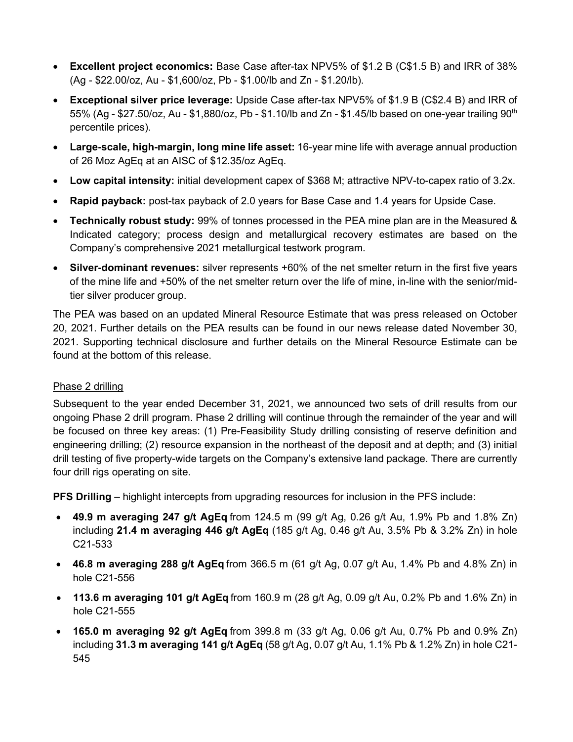- **Excellent project economics:** Base Case after-tax NPV5% of $1.2 B (C$1.5 B) and IRR of 38% (Ag - $22.00/oz, Au - $1,600/oz, Pb - $1.00/lb and Zn - $1.20/lb).
- **Exceptional silver price leverage:** Upside Case after-tax NPV5% of $1.9 B (C$2.4 B) and IRR of 55% (Ag - $27.50/oz, Au - $1,880/oz, Pb - $1.10/lb and Zn - $1.45/lb based on one-year trailing 90th percentile prices).
- **Large-scale, high-margin, long mine life asset:** 16-year mine life with average annual production of 26 Moz AgEq at an AISC of $12.35/oz AgEq.
- **Low capital intensity:** initial development capex of $368 M; attractive NPV-to-capex ratio of 3.2x.
- **Rapid payback:** post-tax payback of 2.0 years for Base Case and 1.4 years for Upside Case.
- **Technically robust study:** 99% of tonnes processed in the PEA mine plan are in the Measured & Indicated category; process design and metallurgical recovery estimates are based on the Company's comprehensive 2021 metallurgical testwork program.
- **Silver-dominant revenues:** silver represents +60% of the net smelter return in the first five years of the mine life and +50% of the net smelter return over the life of mine, in-line with the senior/mid-tier silver producer group.

The PEA was based on an updated Mineral Resource Estimate that was press released on October 20, 2021. Further details on the PEA results can be found in our news release dated November 30, 2021. Supporting technical disclosure and further details on the Mineral Resource Estimate can be found at the bottom of this release.

Phase 2 drilling

Subsequent to the year ended December 31, 2021, we announced two sets of drill results from our ongoing Phase 2 drill program. Phase 2 drilling will continue through the remainder of the year and will be focused on three key areas: (1) Pre-Feasibility Study drilling consisting of reserve definition and engineering drilling; (2) resource expansion in the northeast of the deposit and at depth; and (3) initial drill testing of five property-wide targets on the Company's extensive land package. There are currently four drill rigs operating on site.

**PFS Drilling** – highlight intercepts from upgrading resources for inclusion in the PFS include:

- **49.9 m averaging 247 g/t AgEq** from 124.5 m (99 g/t Ag, 0.26 g/t Au, 1.9% Pb and 1.8% Zn) including **21.4 m averaging 446 g/t AgEq** (185 g/t Ag, 0.46 g/t Au, 3.5% Pb & 3.2% Zn) in hole C21-533
- **46.8 m averaging 288 g/t AgEq** from 366.5 m (61 g/t Ag, 0.07 g/t Au, 1.4% Pb and 4.8% Zn) in hole C21-556
- **113.6 m averaging 101 g/t AgEq** from 160.9 m (28 g/t Ag, 0.09 g/t Au, 0.2% Pb and 1.6% Zn) in hole C21-555
- **165.0 m averaging 92 g/t AgEq** from 399.8 m (33 g/t Ag, 0.06 g/t Au, 0.7% Pb and 0.9% Zn) including **31.3 m averaging 141 g/t AgEq** (58 g/t Ag, 0.07 g/t Au, 1.1% Pb & 1.2% Zn) in hole C21-545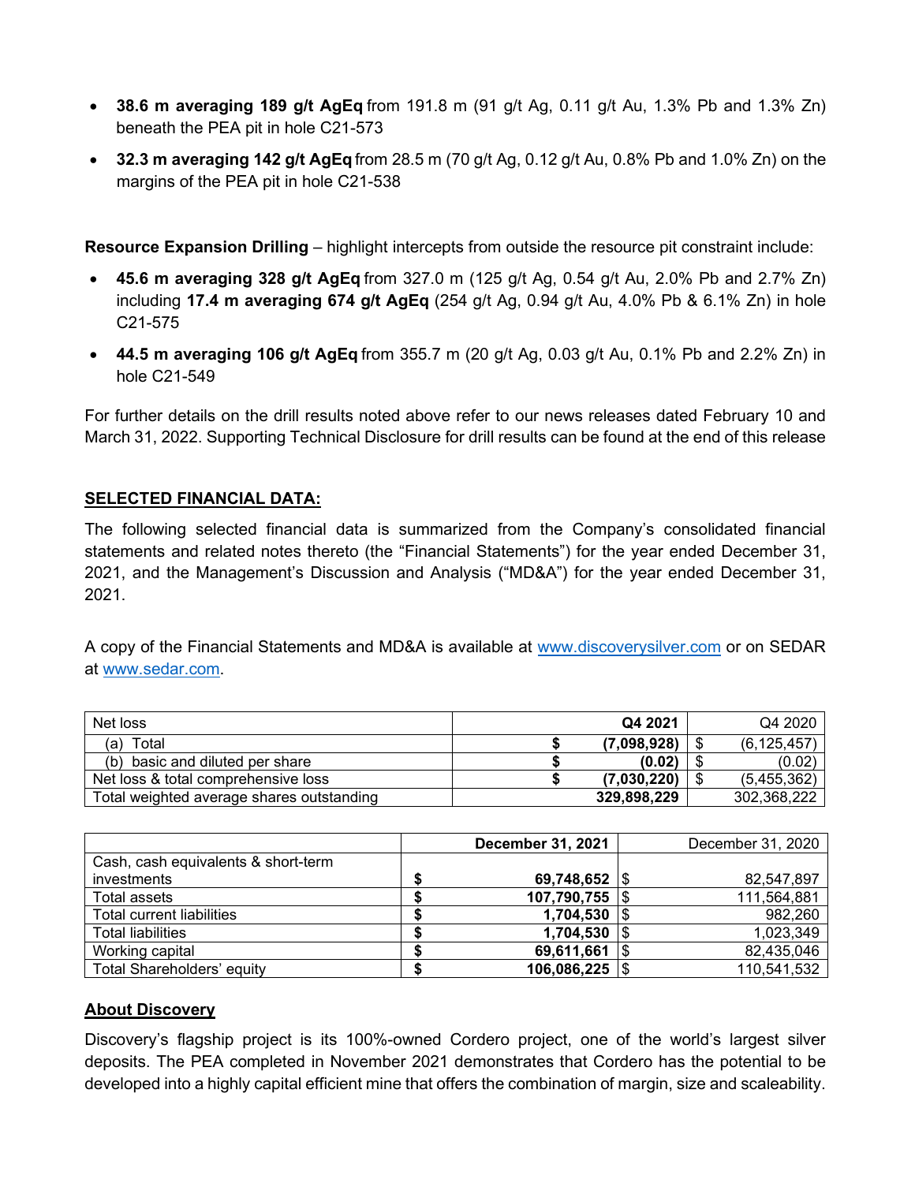- **38.6 m averaging 189 g/t AgEq** from 191.8 m (91 g/t Ag, 0.11 g/t Au, 1.3% Pb and 1.3% Zn) beneath the PEA pit in hole C21-573
- **32.3 m averaging 142 g/t AgEq** from 28.5 m (70 g/t Ag, 0.12 g/t Au, 0.8% Pb and 1.0% Zn) on the margins of the PEA pit in hole C21-538

**Resource Expansion Drilling** – highlight intercepts from outside the resource pit constraint include:

- **45.6 m averaging 328 g/t AgEq** from 327.0 m (125 g/t Ag, 0.54 g/t Au, 2.0% Pb and 2.7% Zn) including **17.4 m averaging 674 g/t AgEq** (254 g/t Ag, 0.94 g/t Au, 4.0% Pb & 6.1% Zn) in hole C21-575
- **44.5 m averaging 106 g/t AgEq** from 355.7 m (20 g/t Ag, 0.03 g/t Au, 0.1% Pb and 2.2% Zn) in hole C21-549

For further details on the drill results noted above refer to our news releases dated February 10 and March 31, 2022. Supporting Technical Disclosure for drill results can be found at the end of this release

## SELECTED FINANCIAL DATA:

The following selected financial data is summarized from the Company's consolidated financial statements and related notes thereto (the "Financial Statements") for the year ended December 31, 2021, and the Management's Discussion and Analysis ("MD&A") for the year ended December 31, 2021.

A copy of the Financial Statements and MD&A is available at www.discoverysilver.com or on SEDAR at www.sedar.com.

| Net loss | **Q4 2021** | Q4 2020 |
|---|---|---|
| (a) Total | **$ (7,098,928)** | $ (6,125,457) |
| (b) basic and diluted per share | **$ (0.02)** | $ (0.02) |
| Net loss & total comprehensive loss | **$ (7,030,220)** | $ (5,455,362) |
| Total weighted average shares outstanding | **329,898,229** | 302,368,222 |

| | **December 31, 2021** | December 31, 2020 |
|---|---|---|
| Cash, cash equivalents & short-term investments | **$ 69,748,652** | $ 82,547,897 |
| Total assets | **$ 107,790,755** | $ 111,564,881 |
| Total current liabilities | **$ 1,704,530** | $ 982,260 |
| Total liabilities | **$ 1,704,530** | $ 1,023,349 |
| Working capital | **$ 69,611,661** | $ 82,435,046 |
| Total Shareholders' equity | **$ 106,086,225** | $ 110,541,532 |

## About Discovery

Discovery's flagship project is its 100%-owned Cordero project, one of the world's largest silver deposits. The PEA completed in November 2021 demonstrates that Cordero has the potential to be developed into a highly capital efficient mine that offers the combination of margin, size and scaleability.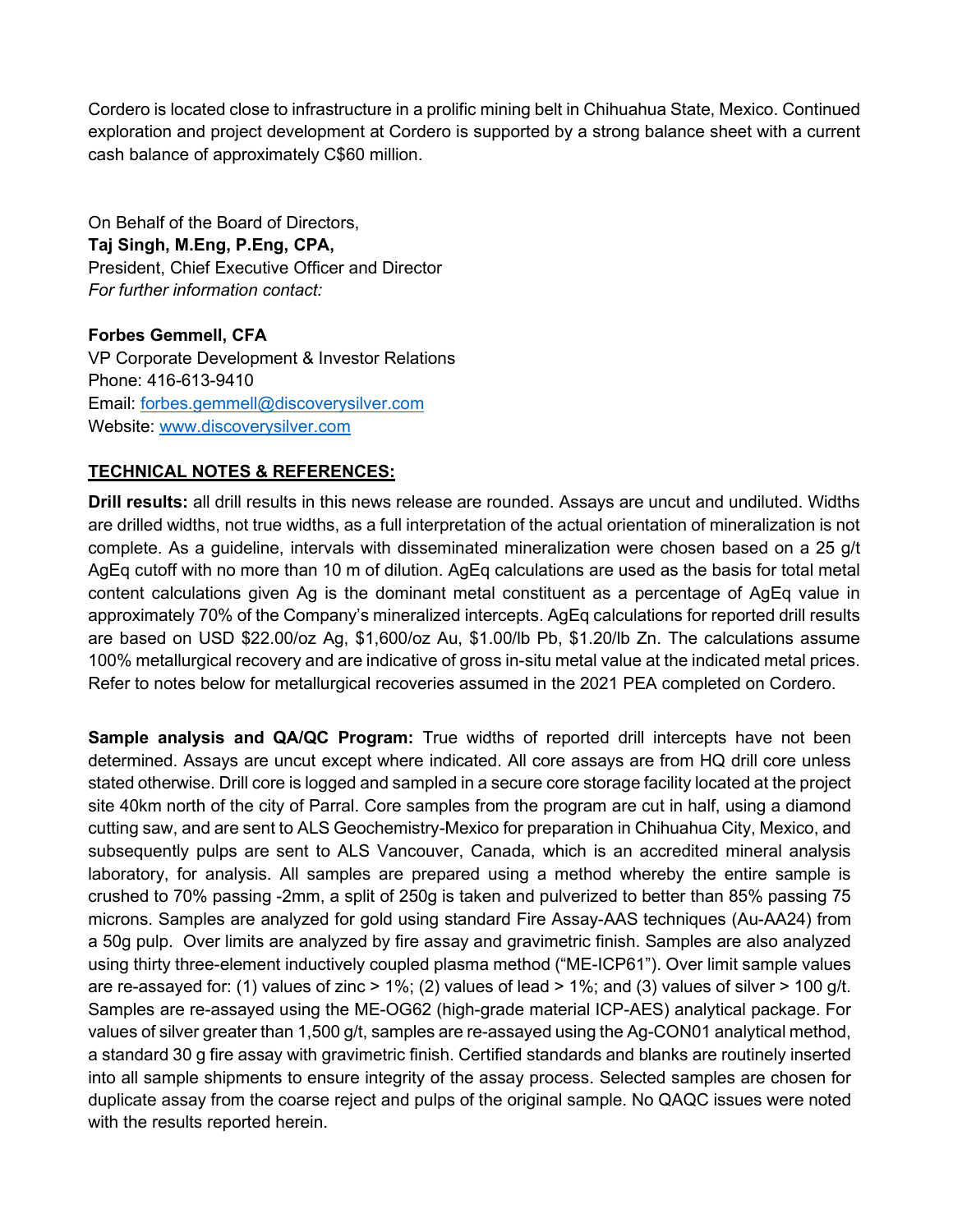Cordero is located close to infrastructure in a prolific mining belt in Chihuahua State, Mexico. Continued exploration and project development at Cordero is supported by a strong balance sheet with a current cash balance of approximately C$60 million.

On Behalf of the Board of Directors,
**Taj Singh, M.Eng, P.Eng, CPA,**
President, Chief Executive Officer and Director
*For further information contact:*

**Forbes Gemmell, CFA**
VP Corporate Development & Investor Relations
Phone: 416-613-9410
Email: forbes.gemmell@discoverysilver.com
Website: www.discoverysilver.com

## TECHNICAL NOTES & REFERENCES:

**Drill results:** all drill results in this news release are rounded. Assays are uncut and undiluted. Widths are drilled widths, not true widths, as a full interpretation of the actual orientation of mineralization is not complete. As a guideline, intervals with disseminated mineralization were chosen based on a 25 g/t AgEq cutoff with no more than 10 m of dilution. AgEq calculations are used as the basis for total metal content calculations given Ag is the dominant metal constituent as a percentage of AgEq value in approximately 70% of the Company's mineralized intercepts. AgEq calculations for reported drill results are based on USD $22.00/oz Ag, $1,600/oz Au, $1.00/lb Pb, $1.20/lb Zn. The calculations assume 100% metallurgical recovery and are indicative of gross in-situ metal value at the indicated metal prices. Refer to notes below for metallurgical recoveries assumed in the 2021 PEA completed on Cordero.

**Sample analysis and QA/QC Program:** True widths of reported drill intercepts have not been determined. Assays are uncut except where indicated. All core assays are from HQ drill core unless stated otherwise. Drill core is logged and sampled in a secure core storage facility located at the project site 40km north of the city of Parral. Core samples from the program are cut in half, using a diamond cutting saw, and are sent to ALS Geochemistry-Mexico for preparation in Chihuahua City, Mexico, and subsequently pulps are sent to ALS Vancouver, Canada, which is an accredited mineral analysis laboratory, for analysis. All samples are prepared using a method whereby the entire sample is crushed to 70% passing -2mm, a split of 250g is taken and pulverized to better than 85% passing 75 microns. Samples are analyzed for gold using standard Fire Assay-AAS techniques (Au-AA24) from a 50g pulp. Over limits are analyzed by fire assay and gravimetric finish. Samples are also analyzed using thirty three-element inductively coupled plasma method ("ME-ICP61"). Over limit sample values are re-assayed for: (1) values of zinc > 1%; (2) values of lead > 1%; and (3) values of silver > 100 g/t. Samples are re-assayed using the ME-OG62 (high-grade material ICP-AES) analytical package. For values of silver greater than 1,500 g/t, samples are re-assayed using the Ag-CON01 analytical method, a standard 30 g fire assay with gravimetric finish. Certified standards and blanks are routinely inserted into all sample shipments to ensure integrity of the assay process. Selected samples are chosen for duplicate assay from the coarse reject and pulps of the original sample. No QAQC issues were noted with the results reported herein.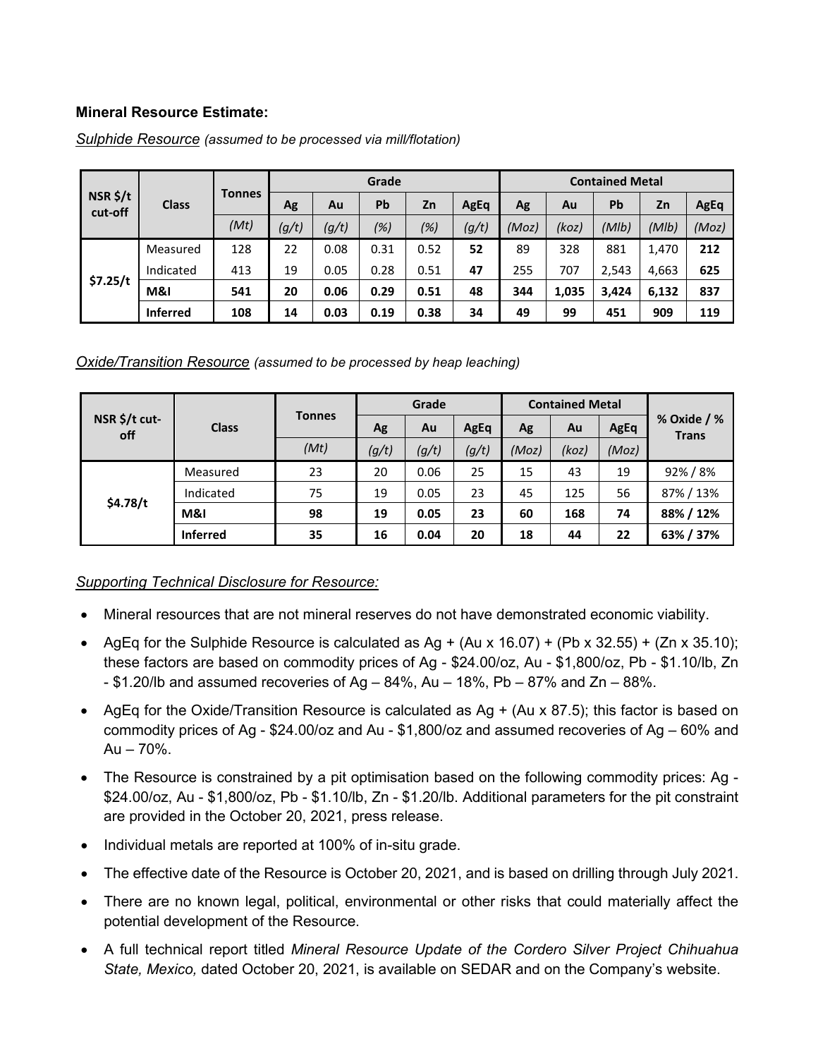**Mineral Resource Estimate:**

<u>*Sulphide Resource*</u> *(assumed to be processed via mill/flotation)*

| NSR $/t cut-off | Class | Tonnes | Grade | | | | | Contained Metal | | | | |
|---|---|---|---|---|---|---|---|---|---|---|---|---|
| | | | Ag | Au | Pb | Zn | AgEq | Ag | Au | Pb | Zn | AgEq |
| | | *(Mt)* | *(g/t)* | *(g/t)* | *(%)* | *(%)* | *(g/t)* | *(Moz)* | *(koz)* | *(Mlb)* | *(Mlb)* | *(Moz)* |
| $7.25/t | Measured | 128 | 22 | 0.08 | 0.31 | 0.52 | **52** | 89 | 328 | 881 | 1,470 | **212** |
| | Indicated | 413 | 19 | 0.05 | 0.28 | 0.51 | **47** | 255 | 707 | 2,543 | 4,663 | **625** |
| | **M&I** | **541** | **20** | **0.06** | **0.29** | **0.51** | **48** | **344** | **1,035** | **3,424** | **6,132** | **837** |
| | **Inferred** | **108** | **14** | **0.03** | **0.19** | **0.38** | **34** | **49** | **99** | **451** | **909** | **119** |

<u>*Oxide/Transition Resource*</u> *(assumed to be processed by heap leaching)*

| NSR $/t cut-off | Class | Tonnes | Grade | | | Contained Metal | | | % Oxide / % Trans |
|---|---|---|---|---|---|---|---|---|---|
| | | | Ag | Au | AgEq | Ag | Au | AgEq | |
| | | *(Mt)* | *(g/t)* | *(g/t)* | *(g/t)* | *(Moz)* | *(koz)* | *(Moz)* | |
| $4.78/t | Measured | 23 | 20 | 0.06 | 25 | 15 | 43 | 19 | 92% / 8% |
| | Indicated | 75 | 19 | 0.05 | 23 | 45 | 125 | 56 | 87% / 13% |
| | **M&I** | **98** | **19** | **0.05** | **23** | **60** | **168** | **74** | **88% / 12%** |
| | **Inferred** | **35** | **16** | **0.04** | **20** | **18** | **44** | **22** | **63% / 37%** |

<u>*Supporting Technical Disclosure for Resource:*</u>

- Mineral resources that are not mineral reserves do not have demonstrated economic viability.
- AgEq for the Sulphide Resource is calculated as Ag + (Au x 16.07) + (Pb x 32.55) + (Zn x 35.10); these factors are based on commodity prices of Ag - $24.00/oz, Au - $1,800/oz, Pb - $1.10/lb, Zn - $1.20/lb and assumed recoveries of Ag – 84%, Au – 18%, Pb – 87% and Zn – 88%.
- AgEq for the Oxide/Transition Resource is calculated as Ag + (Au x 87.5); this factor is based on commodity prices of Ag - $24.00/oz and Au - $1,800/oz and assumed recoveries of Ag – 60% and Au – 70%.
- The Resource is constrained by a pit optimisation based on the following commodity prices: Ag - $24.00/oz, Au - $1,800/oz, Pb - $1.10/lb, Zn - $1.20/lb. Additional parameters for the pit constraint are provided in the October 20, 2021, press release.
- Individual metals are reported at 100% of in-situ grade.
- The effective date of the Resource is October 20, 2021, and is based on drilling through July 2021.
- There are no known legal, political, environmental or other risks that could materially affect the potential development of the Resource.
- A full technical report titled *Mineral Resource Update of the Cordero Silver Project Chihuahua State, Mexico,* dated October 20, 2021, is available on SEDAR and on the Company's website.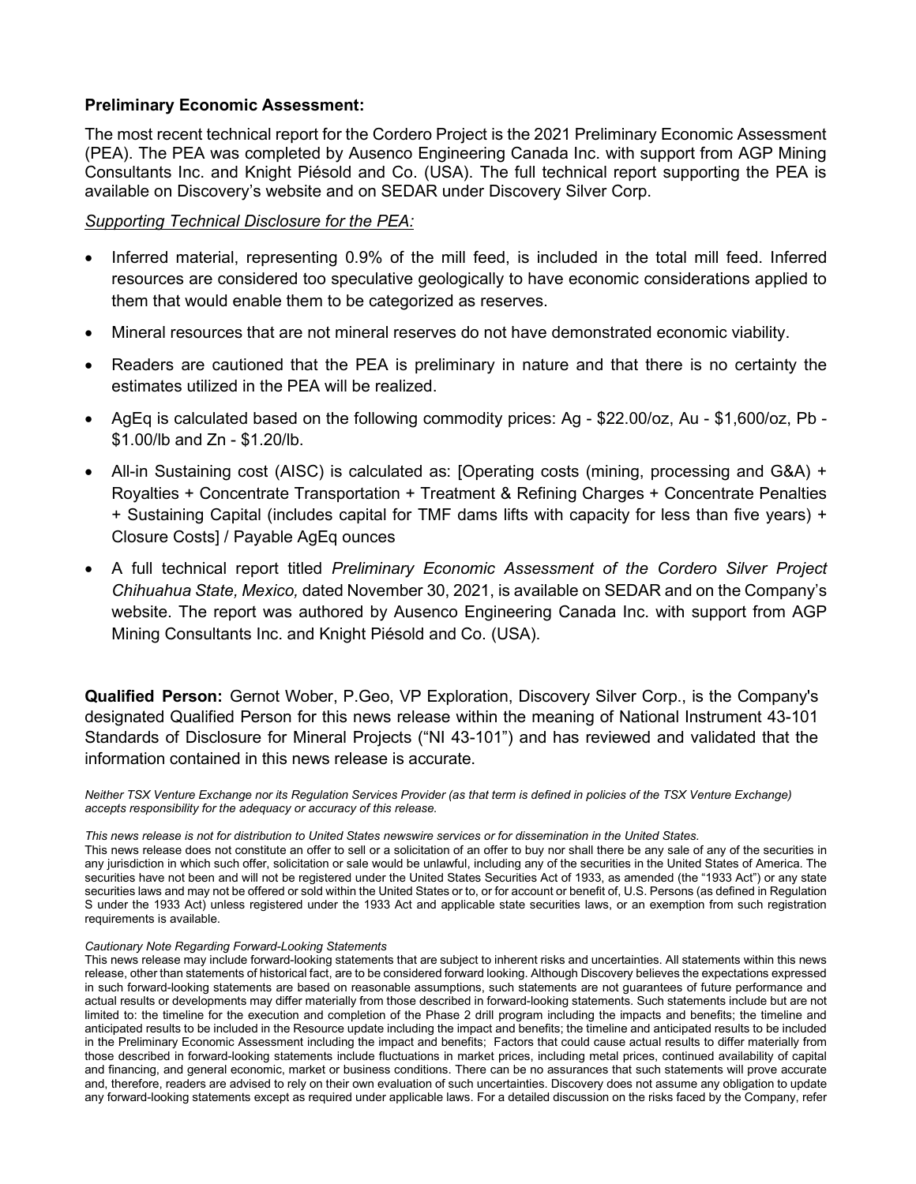**Preliminary Economic Assessment:**

The most recent technical report for the Cordero Project is the 2021 Preliminary Economic Assessment (PEA). The PEA was completed by Ausenco Engineering Canada Inc. with support from AGP Mining Consultants Inc. and Knight Piésold and Co. (USA). The full technical report supporting the PEA is available on Discovery's website and on SEDAR under Discovery Silver Corp.

*Supporting Technical Disclosure for the PEA:*

- Inferred material, representing 0.9% of the mill feed, is included in the total mill feed. Inferred resources are considered too speculative geologically to have economic considerations applied to them that would enable them to be categorized as reserves.
- Mineral resources that are not mineral reserves do not have demonstrated economic viability.
- Readers are cautioned that the PEA is preliminary in nature and that there is no certainty the estimates utilized in the PEA will be realized.
- AgEq is calculated based on the following commodity prices: Ag - $22.00/oz, Au - $1,600/oz, Pb - $1.00/lb and Zn - $1.20/lb.
- All-in Sustaining cost (AISC) is calculated as: [Operating costs (mining, processing and G&A) + Royalties + Concentrate Transportation + Treatment & Refining Charges + Concentrate Penalties + Sustaining Capital (includes capital for TMF dams lifts with capacity for less than five years) + Closure Costs] / Payable AgEq ounces
- A full technical report titled *Preliminary Economic Assessment of the Cordero Silver Project Chihuahua State, Mexico,* dated November 30, 2021, is available on SEDAR and on the Company's website. The report was authored by Ausenco Engineering Canada Inc. with support from AGP Mining Consultants Inc. and Knight Piésold and Co. (USA).

**Qualified Person:** Gernot Wober, P.Geo, VP Exploration, Discovery Silver Corp., is the Company's designated Qualified Person for this news release within the meaning of National Instrument 43-101 Standards of Disclosure for Mineral Projects ("NI 43-101") and has reviewed and validated that the information contained in this news release is accurate.

*Neither TSX Venture Exchange nor its Regulation Services Provider (as that term is defined in policies of the TSX Venture Exchange) accepts responsibility for the adequacy or accuracy of this release.*

*This news release is not for distribution to United States newswire services or for dissemination in the United States.*

This news release does not constitute an offer to sell or a solicitation of an offer to buy nor shall there be any sale of any of the securities in any jurisdiction in which such offer, solicitation or sale would be unlawful, including any of the securities in the United States of America. The securities have not been and will not be registered under the United States Securities Act of 1933, as amended (the "1933 Act") or any state securities laws and may not be offered or sold within the United States or to, or for account or benefit of, U.S. Persons (as defined in Regulation S under the 1933 Act) unless registered under the 1933 Act and applicable state securities laws, or an exemption from such registration requirements is available.

*Cautionary Note Regarding Forward-Looking Statements*

This news release may include forward-looking statements that are subject to inherent risks and uncertainties. All statements within this news release, other than statements of historical fact, are to be considered forward looking. Although Discovery believes the expectations expressed in such forward-looking statements are based on reasonable assumptions, such statements are not guarantees of future performance and actual results or developments may differ materially from those described in forward-looking statements. Such statements include but are not limited to: the timeline for the execution and completion of the Phase 2 drill program including the impacts and benefits; the timeline and anticipated results to be included in the Resource update including the impact and benefits; the timeline and anticipated results to be included in the Preliminary Economic Assessment including the impact and benefits; Factors that could cause actual results to differ materially from those described in forward-looking statements include fluctuations in market prices, including metal prices, continued availability of capital and financing, and general economic, market or business conditions. There can be no assurances that such statements will prove accurate and, therefore, readers are advised to rely on their own evaluation of such uncertainties. Discovery does not assume any obligation to update any forward-looking statements except as required under applicable laws. For a detailed discussion on the risks faced by the Company, refer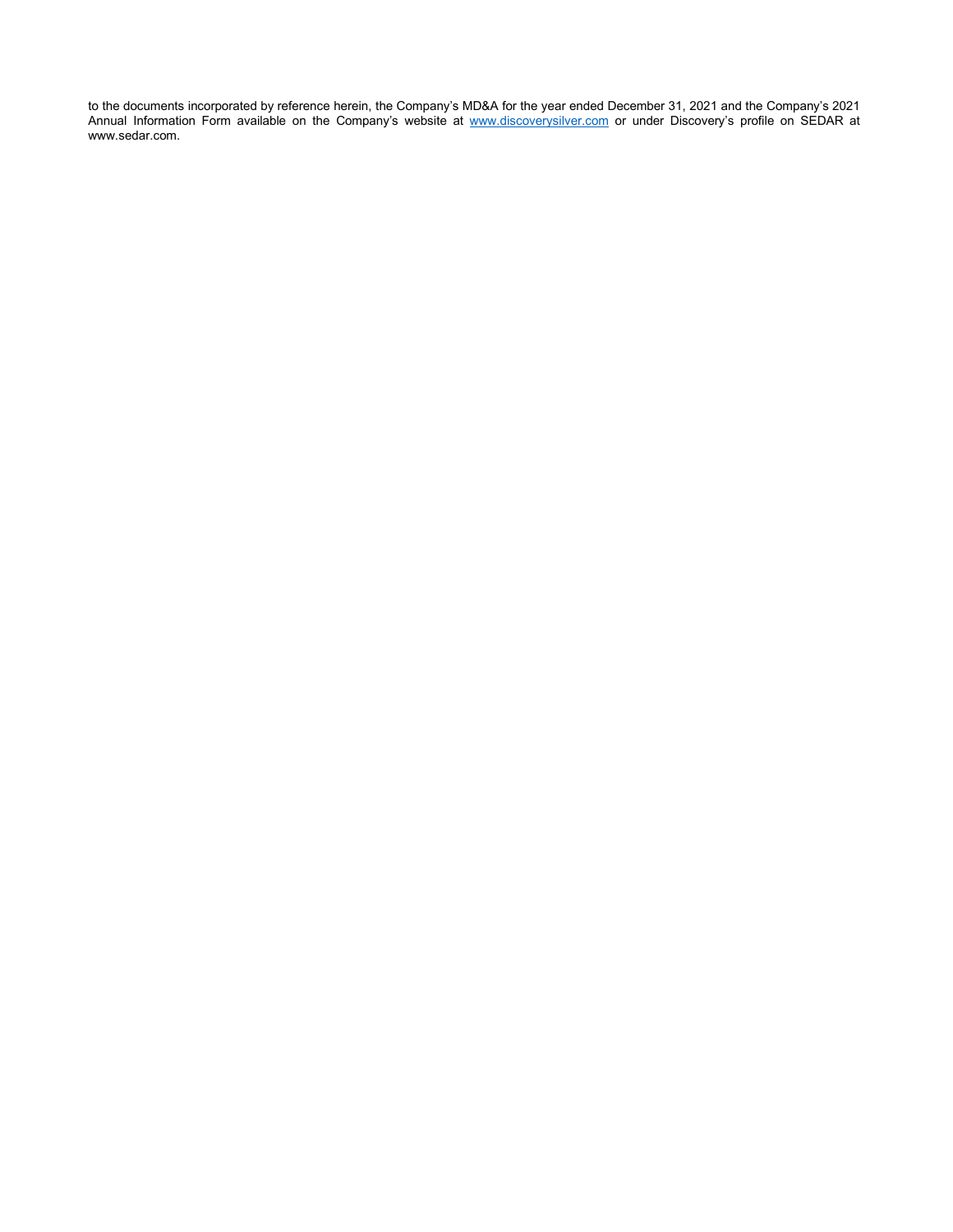to the documents incorporated by reference herein, the Company's MD&A for the year ended December 31, 2021 and the Company's 2021 Annual Information Form available on the Company's website at www.discoverysilver.com or under Discovery's profile on SEDAR at www.sedar.com.